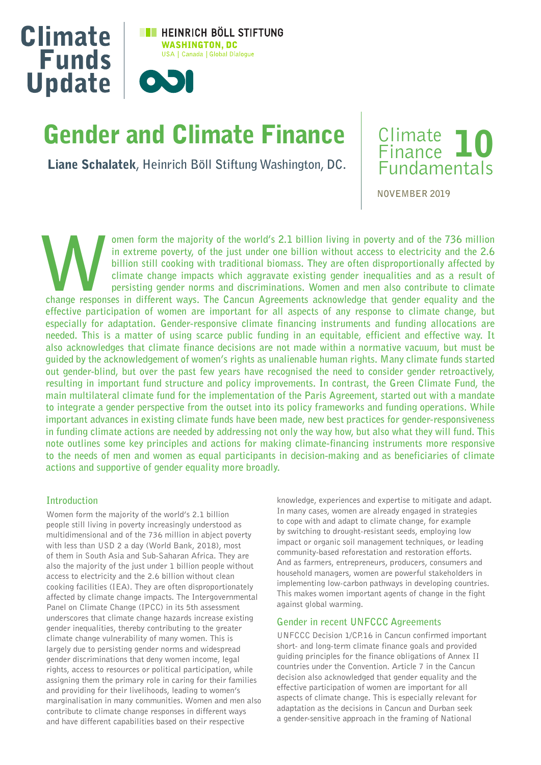Climate Funds Update

HEINRICH BÖLL STIFTUNG WASHINGTON, DC
USA | Canada | Global Dialogue

ODI

# Gender and Climate Finance

**Liane Schalatek**, Heinrich Böll Stiftung Washington, DC.

Climate Finance Fundamentals 10

NOVEMBER 2019

**Women form the majority of the world's 2.1 billion living in poverty and of the 736 million in extreme poverty, of the just under one billion without access to electricity and the 2.6 billion still cooking with traditional biomass. They are often disproportionally affected by climate change impacts which aggravate existing gender inequalities and as a result of persisting gender norms and discriminations. Women and men also contribute to climate change responses in different ways. The Cancun Agreements acknowledge that gender equality and the effective participation of women are important for all aspects of any response to climate change, but especially for adaptation. Gender-responsive climate financing instruments and funding allocations are needed. This is a matter of using scarce public funding in an equitable, efficient and effective way. It also acknowledges that climate finance decisions are not made within a normative vacuum, but must be guided by the acknowledgement of women's rights as unalienable human rights. Many climate funds started out gender-blind, but over the past few years have recognised the need to consider gender retroactively, resulting in important fund structure and policy improvements. In contrast, the Green Climate Fund, the main multilateral climate fund for the implementation of the Paris Agreement, started out with a mandate to integrate a gender perspective from the outset into its policy frameworks and funding operations. While important advances in existing climate funds have been made, new best practices for gender-responsiveness in funding climate actions are needed by addressing not only the way how, but also what they will fund. This note outlines some key principles and actions for making climate-financing instruments more responsive to the needs of men and women as equal participants in decision-making and as beneficiaries of climate actions and supportive of gender equality more broadly.**

## Introduction

Women form the majority of the world's 2.1 billion people still living in poverty increasingly understood as multidimensional and of the 736 million in abject poverty with less than USD 2 a day (World Bank, 2018), most of them in South Asia and Sub-Saharan Africa. They are also the majority of the just under 1 billion people without access to electricity and the 2.6 billion without clean cooking facilities (IEA). They are often disproportionately affected by climate change impacts. The Intergovernmental Panel on Climate Change (IPCC) in its 5th assessment underscores that climate change hazards increase existing gender inequalities, thereby contributing to the greater climate change vulnerability of many women. This is largely due to persisting gender norms and widespread gender discriminations that deny women income, legal rights, access to resources or political participation, while assigning them the primary role in caring for their families and providing for their livelihoods, leading to women's marginalisation in many communities. Women and men also contribute to climate change responses in different ways and have different capabilities based on their respective knowledge, experiences and expertise to mitigate and adapt. In many cases, women are already engaged in strategies to cope with and adapt to climate change, for example by switching to drought-resistant seeds, employing low impact or organic soil management techniques, or leading community-based reforestation and restoration efforts. And as farmers, entrepreneurs, producers, consumers and household managers, women are powerful stakeholders in implementing low-carbon pathways in developing countries. This makes women important agents of change in the fight against global warming.

## Gender in recent UNFCCC Agreements

UNFCCC Decision 1/CP.16 in Cancun confirmed important short- and long-term climate finance goals and provided guiding principles for the finance obligations of Annex II countries under the Convention. Article 7 in the Cancun decision also acknowledged that gender equality and the effective participation of women are important for all aspects of climate change. This is especially relevant for adaptation as the decisions in Cancun and Durban seek a gender-sensitive approach in the framing of National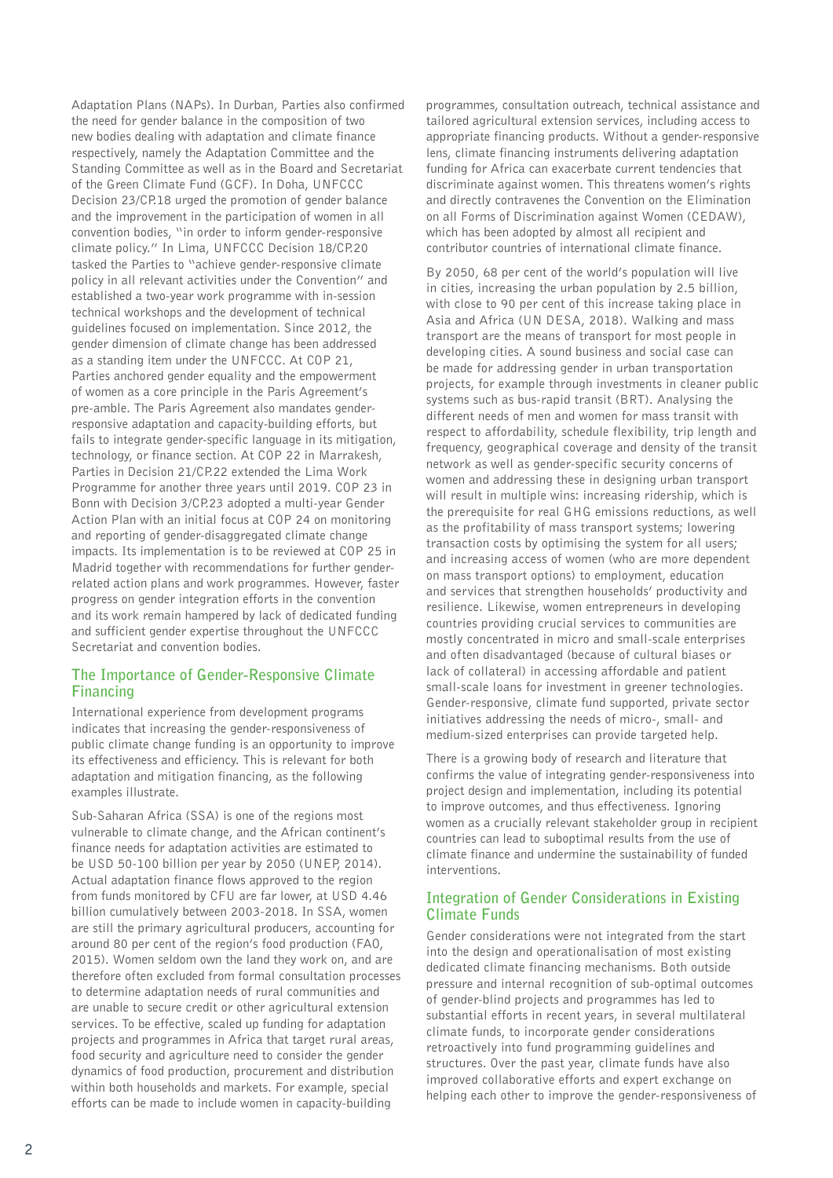Adaptation Plans (NAPs). In Durban, Parties also confirmed the need for gender balance in the composition of two new bodies dealing with adaptation and climate finance respectively, namely the Adaptation Committee and the Standing Committee as well as in the Board and Secretariat of the Green Climate Fund (GCF). In Doha, UNFCCC Decision 23/CP.18 urged the promotion of gender balance and the improvement in the participation of women in all convention bodies, "in order to inform gender-responsive climate policy." In Lima, UNFCCC Decision 18/CP.20 tasked the Parties to "achieve gender-responsive climate policy in all relevant activities under the Convention" and established a two-year work programme with in-session technical workshops and the development of technical guidelines focused on implementation. Since 2012, the gender dimension of climate change has been addressed as a standing item under the UNFCCC. At COP 21, Parties anchored gender equality and the empowerment of women as a core principle in the Paris Agreement's pre-amble. The Paris Agreement also mandates gender-responsive adaptation and capacity-building efforts, but fails to integrate gender-specific language in its mitigation, technology, or finance section. At COP 22 in Marrakesh, Parties in Decision 21/CP.22 extended the Lima Work Programme for another three years until 2019. COP 23 in Bonn with Decision 3/CP.23 adopted a multi-year Gender Action Plan with an initial focus at COP 24 on monitoring and reporting of gender-disaggregated climate change impacts. Its implementation is to be reviewed at COP 25 in Madrid together with recommendations for further gender-related action plans and work programmes. However, faster progress on gender integration efforts in the convention and its work remain hampered by lack of dedicated funding and sufficient gender expertise throughout the UNFCCC Secretariat and convention bodies.

## The Importance of Gender-Responsive Climate Financing

International experience from development programs indicates that increasing the gender-responsiveness of public climate change funding is an opportunity to improve its effectiveness and efficiency. This is relevant for both adaptation and mitigation financing, as the following examples illustrate.

Sub-Saharan Africa (SSA) is one of the regions most vulnerable to climate change, and the African continent's finance needs for adaptation activities are estimated to be USD 50-100 billion per year by 2050 (UNEP, 2014). Actual adaptation finance flows approved to the region from funds monitored by CFU are far lower, at USD 4.46 billion cumulatively between 2003-2018. In SSA, women are still the primary agricultural producers, accounting for around 80 per cent of the region's food production (FAO, 2015). Women seldom own the land they work on, and are therefore often excluded from formal consultation processes to determine adaptation needs of rural communities and are unable to secure credit or other agricultural extension services. To be effective, scaled up funding for adaptation projects and programmes in Africa that target rural areas, food security and agriculture need to consider the gender dynamics of food production, procurement and distribution within both households and markets. For example, special efforts can be made to include women in capacity-building programmes, consultation outreach, technical assistance and tailored agricultural extension services, including access to appropriate financing products. Without a gender-responsive lens, climate financing instruments delivering adaptation funding for Africa can exacerbate current tendencies that discriminate against women. This threatens women's rights and directly contravenes the Convention on the Elimination on all Forms of Discrimination against Women (CEDAW), which has been adopted by almost all recipient and contributor countries of international climate finance.

By 2050, 68 per cent of the world's population will live in cities, increasing the urban population by 2.5 billion, with close to 90 per cent of this increase taking place in Asia and Africa (UN DESA, 2018). Walking and mass transport are the means of transport for most people in developing cities. A sound business and social case can be made for addressing gender in urban transportation projects, for example through investments in cleaner public systems such as bus-rapid transit (BRT). Analysing the different needs of men and women for mass transit with respect to affordability, schedule flexibility, trip length and frequency, geographical coverage and density of the transit network as well as gender-specific security concerns of women and addressing these in designing urban transport will result in multiple wins: increasing ridership, which is the prerequisite for real GHG emissions reductions, as well as the profitability of mass transport systems; lowering transaction costs by optimising the system for all users; and increasing access of women (who are more dependent on mass transport options) to employment, education and services that strengthen households' productivity and resilience. Likewise, women entrepreneurs in developing countries providing crucial services to communities are mostly concentrated in micro and small-scale enterprises and often disadvantaged (because of cultural biases or lack of collateral) in accessing affordable and patient small-scale loans for investment in greener technologies. Gender-responsive, climate fund supported, private sector initiatives addressing the needs of micro-, small- and medium-sized enterprises can provide targeted help.

There is a growing body of research and literature that confirms the value of integrating gender-responsiveness into project design and implementation, including its potential to improve outcomes, and thus effectiveness. Ignoring women as a crucially relevant stakeholder group in recipient countries can lead to suboptimal results from the use of climate finance and undermine the sustainability of funded interventions.

## Integration of Gender Considerations in Existing Climate Funds

Gender considerations were not integrated from the start into the design and operationalisation of most existing dedicated climate financing mechanisms. Both outside pressure and internal recognition of sub-optimal outcomes of gender-blind projects and programmes has led to substantial efforts in recent years, in several multilateral climate funds, to incorporate gender considerations retroactively into fund programming guidelines and structures. Over the past year, climate funds have also improved collaborative efforts and expert exchange on helping each other to improve the gender-responsiveness of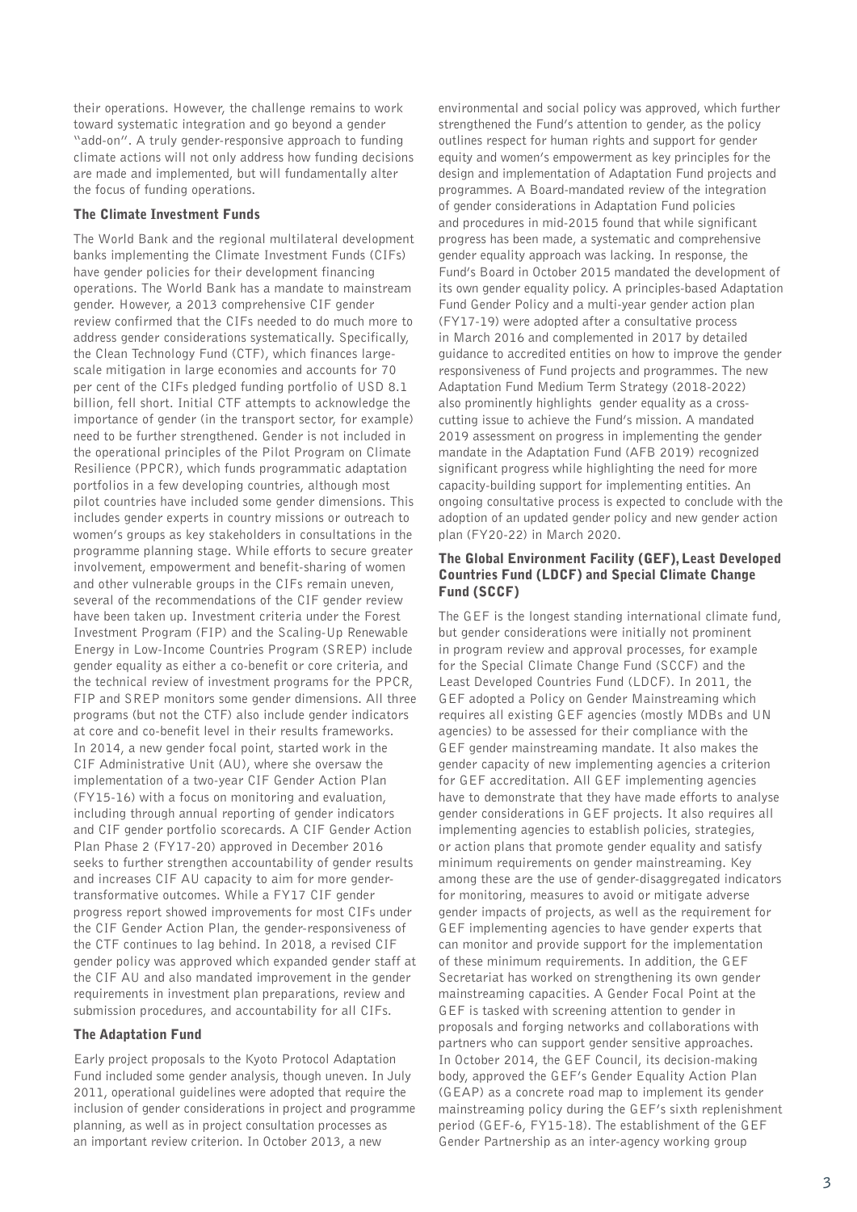their operations. However, the challenge remains to work toward systematic integration and go beyond a gender "add-on". A truly gender-responsive approach to funding climate actions will not only address how funding decisions are made and implemented, but will fundamentally alter the focus of funding operations.

### The Climate Investment Funds

The World Bank and the regional multilateral development banks implementing the Climate Investment Funds (CIFs) have gender policies for their development financing operations. The World Bank has a mandate to mainstream gender. However, a 2013 comprehensive CIF gender review confirmed that the CIFs needed to do much more to address gender considerations systematically. Specifically, the Clean Technology Fund (CTF), which finances large-scale mitigation in large economies and accounts for 70 per cent of the CIFs pledged funding portfolio of USD 8.1 billion, fell short. Initial CTF attempts to acknowledge the importance of gender (in the transport sector, for example) need to be further strengthened. Gender is not included in the operational principles of the Pilot Program on Climate Resilience (PPCR), which funds programmatic adaptation portfolios in a few developing countries, although most pilot countries have included some gender dimensions. This includes gender experts in country missions or outreach to women's groups as key stakeholders in consultations in the programme planning stage. While efforts to secure greater involvement, empowerment and benefit-sharing of women and other vulnerable groups in the CIFs remain uneven, several of the recommendations of the CIF gender review have been taken up. Investment criteria under the Forest Investment Program (FIP) and the Scaling-Up Renewable Energy in Low-Income Countries Program (SREP) include gender equality as either a co-benefit or core criteria, and the technical review of investment programs for the PPCR, FIP and SREP monitors some gender dimensions. All three programs (but not the CTF) also include gender indicators at core and co-benefit level in their results frameworks. In 2014, a new gender focal point, started work in the CIF Administrative Unit (AU), where she oversaw the implementation of a two-year CIF Gender Action Plan (FY15-16) with a focus on monitoring and evaluation, including through annual reporting of gender indicators and CIF gender portfolio scorecards. A CIF Gender Action Plan Phase 2 (FY17-20) approved in December 2016 seeks to further strengthen accountability of gender results and increases CIF AU capacity to aim for more gender-transformative outcomes. While a FY17 CIF gender progress report showed improvements for most CIFs under the CIF Gender Action Plan, the gender-responsiveness of the CTF continues to lag behind. In 2018, a revised CIF gender policy was approved which expanded gender staff at the CIF AU and also mandated improvement in the gender requirements in investment plan preparations, review and submission procedures, and accountability for all CIFs.

### The Adaptation Fund

Early project proposals to the Kyoto Protocol Adaptation Fund included some gender analysis, though uneven. In July 2011, operational guidelines were adopted that require the inclusion of gender considerations in project and programme planning, as well as in project consultation processes as an important review criterion. In October 2013, a new environmental and social policy was approved, which further strengthened the Fund's attention to gender, as the policy outlines respect for human rights and support for gender equity and women's empowerment as key principles for the design and implementation of Adaptation Fund projects and programmes. A Board-mandated review of the integration of gender considerations in Adaptation Fund policies and procedures in mid-2015 found that while significant progress has been made, a systematic and comprehensive gender equality approach was lacking. In response, the Fund's Board in October 2015 mandated the development of its own gender equality policy. A principles-based Adaptation Fund Gender Policy and a multi-year gender action plan (FY17-19) were adopted after a consultative process in March 2016 and complemented in 2017 by detailed guidance to accredited entities on how to improve the gender responsiveness of Fund projects and programmes. The new Adaptation Fund Medium Term Strategy (2018-2022) also prominently highlights gender equality as a cross-cutting issue to achieve the Fund's mission. A mandated 2019 assessment on progress in implementing the gender mandate in the Adaptation Fund (AFB 2019) recognized significant progress while highlighting the need for more capacity-building support for implementing entities. An ongoing consultative process is expected to conclude with the adoption of an updated gender policy and new gender action plan (FY20-22) in March 2020.

### The Global Environment Facility (GEF), Least Developed Countries Fund (LDCF) and Special Climate Change Fund (SCCF)

The GEF is the longest standing international climate fund, but gender considerations were initially not prominent in program review and approval processes, for example for the Special Climate Change Fund (SCCF) and the Least Developed Countries Fund (LDCF). In 2011, the GEF adopted a Policy on Gender Mainstreaming which requires all existing GEF agencies (mostly MDBs and UN agencies) to be assessed for their compliance with the GEF gender mainstreaming mandate. It also makes the gender capacity of new implementing agencies a criterion for GEF accreditation. All GEF implementing agencies have to demonstrate that they have made efforts to analyse gender considerations in GEF projects. It also requires all implementing agencies to establish policies, strategies, or action plans that promote gender equality and satisfy minimum requirements on gender mainstreaming. Key among these are the use of gender-disaggregated indicators for monitoring, measures to avoid or mitigate adverse gender impacts of projects, as well as the requirement for GEF implementing agencies to have gender experts that can monitor and provide support for the implementation of these minimum requirements. In addition, the GEF Secretariat has worked on strengthening its own gender mainstreaming capacities. A Gender Focal Point at the GEF is tasked with screening attention to gender in proposals and forging networks and collaborations with partners who can support gender sensitive approaches. In October 2014, the GEF Council, its decision-making body, approved the GEF's Gender Equality Action Plan (GEAP) as a concrete road map to implement its gender mainstreaming policy during the GEF's sixth replenishment period (GEF-6, FY15-18). The establishment of the GEF Gender Partnership as an inter-agency working group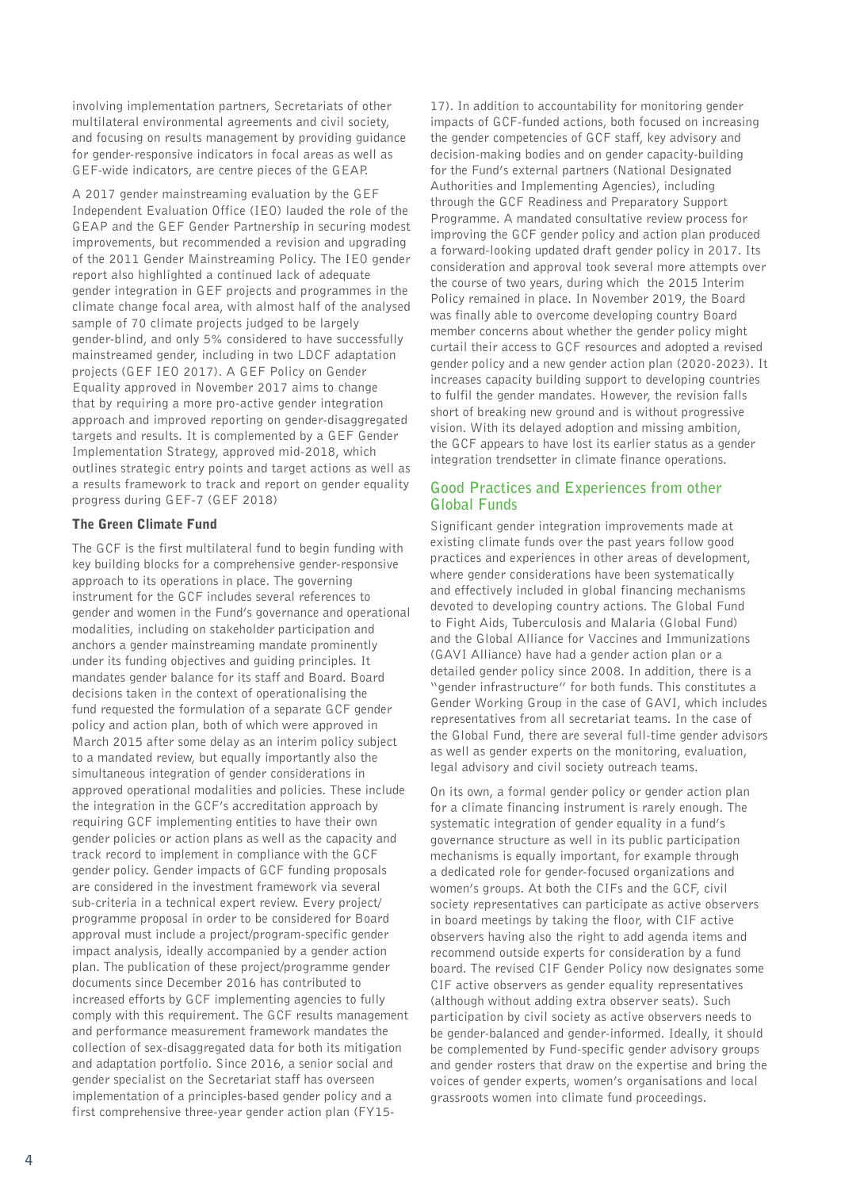involving implementation partners, Secretariats of other multilateral environmental agreements and civil society, and focusing on results management by providing guidance for gender-responsive indicators in focal areas as well as GEF-wide indicators, are centre pieces of the GEAP.

A 2017 gender mainstreaming evaluation by the GEF Independent Evaluation Office (IEO) lauded the role of the GEAP and the GEF Gender Partnership in securing modest improvements, but recommended a revision and upgrading of the 2011 Gender Mainstreaming Policy. The IEO gender report also highlighted a continued lack of adequate gender integration in GEF projects and programmes in the climate change focal area, with almost half of the analysed sample of 70 climate projects judged to be largely gender-blind, and only 5% considered to have successfully mainstreamed gender, including in two LDCF adaptation projects (GEF IEO 2017). A GEF Policy on Gender Equality approved in November 2017 aims to change that by requiring a more pro-active gender integration approach and improved reporting on gender-disaggregated targets and results. It is complemented by a GEF Gender Implementation Strategy, approved mid-2018, which outlines strategic entry points and target actions as well as a results framework to track and report on gender equality progress during GEF-7 (GEF 2018)

### The Green Climate Fund

The GCF is the first multilateral fund to begin funding with key building blocks for a comprehensive gender-responsive approach to its operations in place. The governing instrument for the GCF includes several references to gender and women in the Fund's governance and operational modalities, including on stakeholder participation and anchors a gender mainstreaming mandate prominently under its funding objectives and guiding principles. It mandates gender balance for its staff and Board. Board decisions taken in the context of operationalising the fund requested the formulation of a separate GCF gender policy and action plan, both of which were approved in March 2015 after some delay as an interim policy subject to a mandated review, but equally importantly also the simultaneous integration of gender considerations in approved operational modalities and policies. These include the integration in the GCF's accreditation approach by requiring GCF implementing entities to have their own gender policies or action plans as well as the capacity and track record to implement in compliance with the GCF gender policy. Gender impacts of GCF funding proposals are considered in the investment framework via several sub-criteria in a technical expert review. Every project/programme proposal in order to be considered for Board approval must include a project/program-specific gender impact analysis, ideally accompanied by a gender action plan. The publication of these project/programme gender documents since December 2016 has contributed to increased efforts by GCF implementing agencies to fully comply with this requirement. The GCF results management and performance measurement framework mandates the collection of sex-disaggregated data for both its mitigation and adaptation portfolio. Since 2016, a senior social and gender specialist on the Secretariat staff has overseen implementation of a principles-based gender policy and a first comprehensive three-year gender action plan (FY15-17). In addition to accountability for monitoring gender impacts of GCF-funded actions, both focused on increasing the gender competencies of GCF staff, key advisory and decision-making bodies and on gender capacity-building for the Fund's external partners (National Designated Authorities and Implementing Agencies), including through the GCF Readiness and Preparatory Support Programme. A mandated consultative review process for improving the GCF gender policy and action plan produced a forward-looking updated draft gender policy in 2017. Its consideration and approval took several more attempts over the course of two years, during which the 2015 Interim Policy remained in place. In November 2019, the Board was finally able to overcome developing country Board member concerns about whether the gender policy might curtail their access to GCF resources and adopted a revised gender policy and a new gender action plan (2020-2023). It increases capacity building support to developing countries to fulfil the gender mandates. However, the revision falls short of breaking new ground and is without progressive vision. With its delayed adoption and missing ambition, the GCF appears to have lost its earlier status as a gender integration trendsetter in climate finance operations.

## Good Practices and Experiences from other Global Funds

Significant gender integration improvements made at existing climate funds over the past years follow good practices and experiences in other areas of development, where gender considerations have been systematically and effectively included in global financing mechanisms devoted to developing country actions. The Global Fund to Fight Aids, Tuberculosis and Malaria (Global Fund) and the Global Alliance for Vaccines and Immunizations (GAVI Alliance) have had a gender action plan or a detailed gender policy since 2008. In addition, there is a "gender infrastructure" for both funds. This constitutes a Gender Working Group in the case of GAVI, which includes representatives from all secretariat teams. In the case of the Global Fund, there are several full-time gender advisors as well as gender experts on the monitoring, evaluation, legal advisory and civil society outreach teams.

On its own, a formal gender policy or gender action plan for a climate financing instrument is rarely enough. The systematic integration of gender equality in a fund's governance structure as well in its public participation mechanisms is equally important, for example through a dedicated role for gender-focused organizations and women's groups. At both the CIFs and the GCF, civil society representatives can participate as active observers in board meetings by taking the floor, with CIF active observers having also the right to add agenda items and recommend outside experts for consideration by a fund board. The revised CIF Gender Policy now designates some CIF active observers as gender equality representatives (although without adding extra observer seats). Such participation by civil society as active observers needs to be gender-balanced and gender-informed. Ideally, it should be complemented by Fund-specific gender advisory groups and gender rosters that draw on the expertise and bring the voices of gender experts, women's organisations and local grassroots women into climate fund proceedings.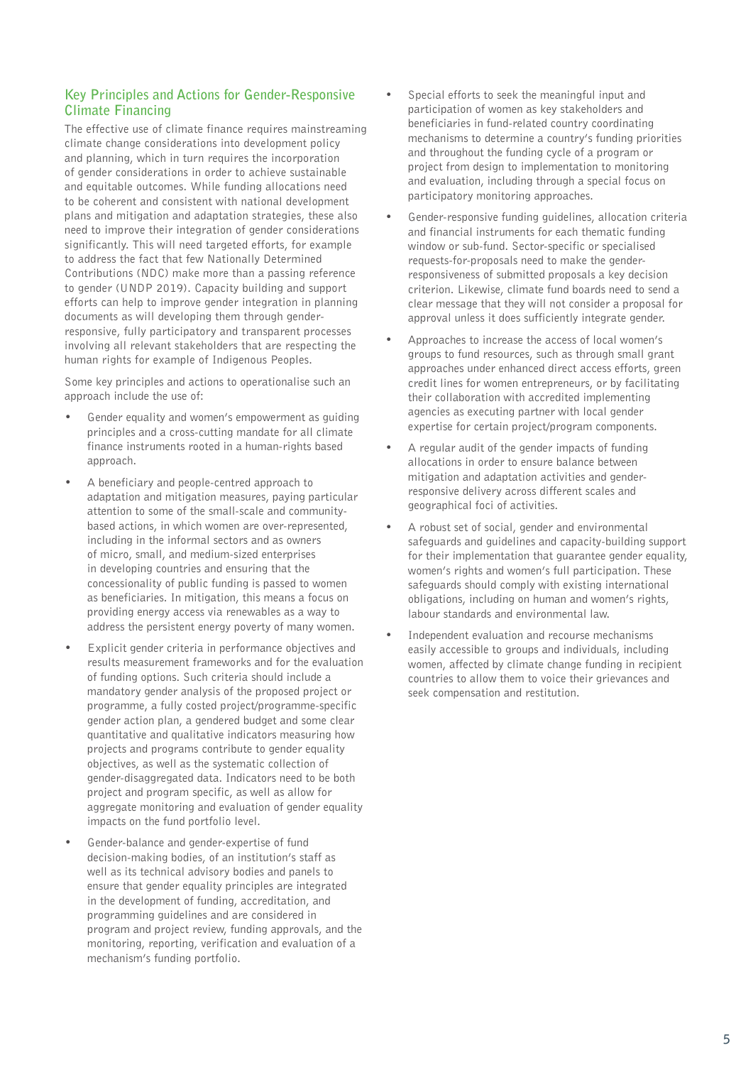## Key Principles and Actions for Gender-Responsive Climate Financing

The effective use of climate finance requires mainstreaming climate change considerations into development policy and planning, which in turn requires the incorporation of gender considerations in order to achieve sustainable and equitable outcomes. While funding allocations need to be coherent and consistent with national development plans and mitigation and adaptation strategies, these also need to improve their integration of gender considerations significantly. This will need targeted efforts, for example to address the fact that few Nationally Determined Contributions (NDC) make more than a passing reference to gender (UNDP 2019). Capacity building and support efforts can help to improve gender integration in planning documents as will developing them through gender-responsive, fully participatory and transparent processes involving all relevant stakeholders that are respecting the human rights for example of Indigenous Peoples.

Some key principles and actions to operationalise such an approach include the use of:

- Gender equality and women's empowerment as guiding principles and a cross-cutting mandate for all climate finance instruments rooted in a human-rights based approach.
- A beneficiary and people-centred approach to adaptation and mitigation measures, paying particular attention to some of the small-scale and community-based actions, in which women are over-represented, including in the informal sectors and as owners of micro, small, and medium-sized enterprises in developing countries and ensuring that the concessionality of public funding is passed to women as beneficiaries. In mitigation, this means a focus on providing energy access via renewables as a way to address the persistent energy poverty of many women.
- Explicit gender criteria in performance objectives and results measurement frameworks and for the evaluation of funding options. Such criteria should include a mandatory gender analysis of the proposed project or programme, a fully costed project/programme-specific gender action plan, a gendered budget and some clear quantitative and qualitative indicators measuring how projects and programs contribute to gender equality objectives, as well as the systematic collection of gender-disaggregated data. Indicators need to be both project and program specific, as well as allow for aggregate monitoring and evaluation of gender equality impacts on the fund portfolio level.
- Gender-balance and gender-expertise of fund decision-making bodies, of an institution's staff as well as its technical advisory bodies and panels to ensure that gender equality principles are integrated in the development of funding, accreditation, and programming guidelines and are considered in program and project review, funding approvals, and the monitoring, reporting, verification and evaluation of a mechanism's funding portfolio.
- Special efforts to seek the meaningful input and participation of women as key stakeholders and beneficiaries in fund-related country coordinating mechanisms to determine a country's funding priorities and throughout the funding cycle of a program or project from design to implementation to monitoring and evaluation, including through a special focus on participatory monitoring approaches.
- Gender-responsive funding guidelines, allocation criteria and financial instruments for each thematic funding window or sub-fund. Sector-specific or specialised requests-for-proposals need to make the gender-responsiveness of submitted proposals a key decision criterion. Likewise, climate fund boards need to send a clear message that they will not consider a proposal for approval unless it does sufficiently integrate gender.
- Approaches to increase the access of local women's groups to fund resources, such as through small grant approaches under enhanced direct access efforts, green credit lines for women entrepreneurs, or by facilitating their collaboration with accredited implementing agencies as executing partner with local gender expertise for certain project/program components.
- A regular audit of the gender impacts of funding allocations in order to ensure balance between mitigation and adaptation activities and gender-responsive delivery across different scales and geographical foci of activities.
- A robust set of social, gender and environmental safeguards and guidelines and capacity-building support for their implementation that guarantee gender equality, women's rights and women's full participation. These safeguards should comply with existing international obligations, including on human and women's rights, labour standards and environmental law.
- Independent evaluation and recourse mechanisms easily accessible to groups and individuals, including women, affected by climate change funding in recipient countries to allow them to voice their grievances and seek compensation and restitution.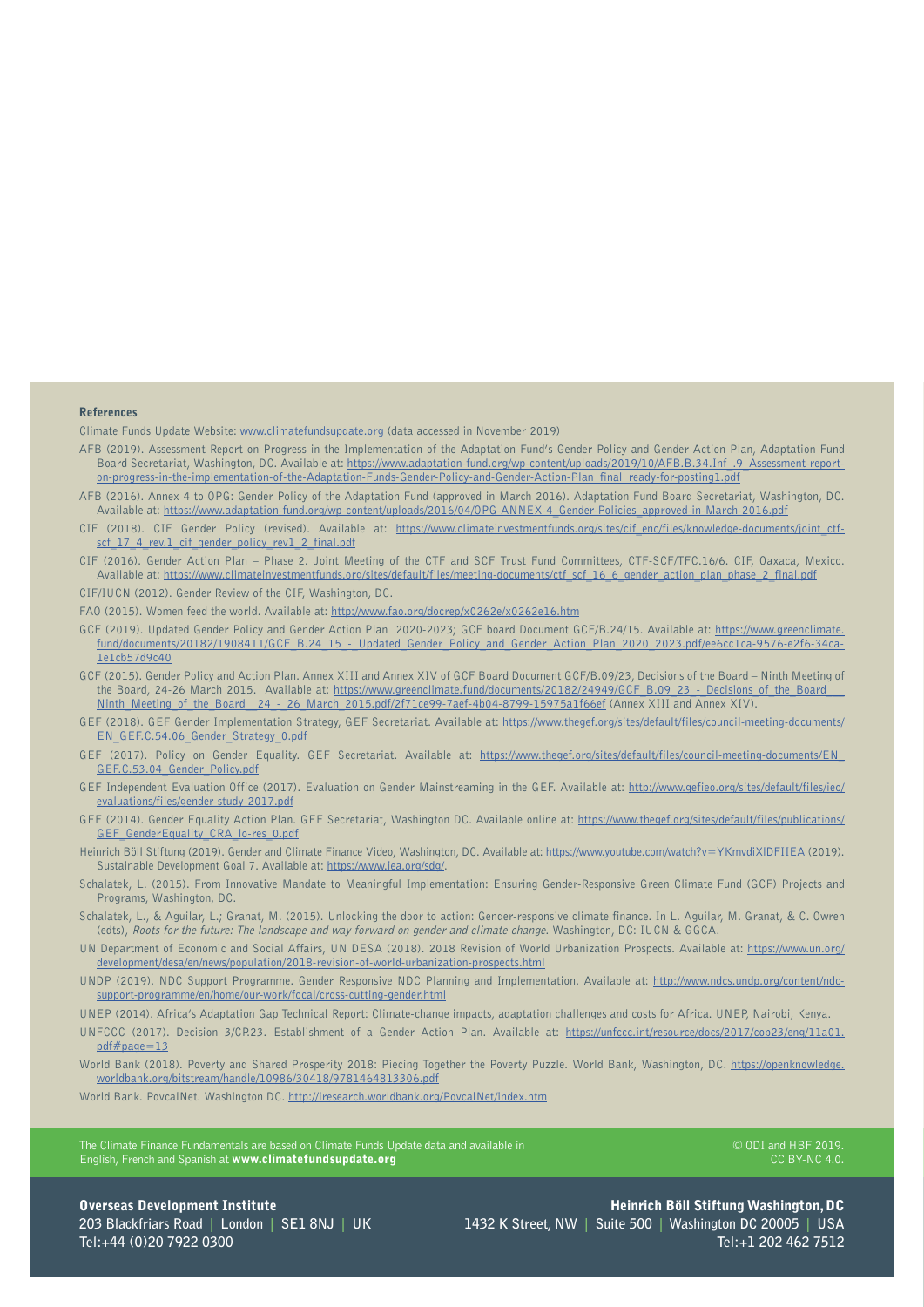### References

Climate Funds Update Website: www.climatefundsupdate.org (data accessed in November 2019)

AFB (2019). Assessment Report on Progress in the Implementation of the Adaptation Fund's Gender Policy and Gender Action Plan, Adaptation Fund Board Secretariat, Washington, DC. Available at: https://www.adaptation-fund.org/wp-content/uploads/2019/10/AFB.B.34.Inf_.9_Assessment-report-on-progress-in-the-implementation-of-the-Adaptation-Funds-Gender-Policy-and-Gender-Action-Plan_final_ready-for-posting1.pdf

AFB (2016). Annex 4 to OPG: Gender Policy of the Adaptation Fund (approved in March 2016). Adaptation Fund Board Secretariat, Washington, DC. Available at: https://www.adaptation-fund.org/wp-content/uploads/2016/04/OPG-ANNEX-4_Gender-Policies_approved-in-March-2016.pdf

CIF (2018). CIF Gender Policy (revised). Available at: https://www.climateinvestmentfunds.org/sites/cif_enc/files/knowledge-documents/joint_ctf-scf_17_4_rev.1_cif_gender_policy_rev1_2_final.pdf

CIF (2016). Gender Action Plan – Phase 2. Joint Meeting of the CTF and SCF Trust Fund Committees, CTF-SCF/TFC.16/6. CIF, Oaxaca, Mexico. Available at: https://www.climateinvestmentfunds.org/sites/default/files/meeting-documents/ctf_scf_16_6_gender_action_plan_phase_2_final.pdf

CIF/IUCN (2012). Gender Review of the CIF, Washington, DC.

FAO (2015). Women feed the world. Available at: http://www.fao.org/docrep/x0262e/x0262e16.htm

GCF (2019). Updated Gender Policy and Gender Action Plan 2020-2023; GCF board Document GCF/B.24/15. Available at: https://www.greenclimate.fund/documents/20182/1908411/GCF_B.24_15_-_Updated_Gender_Policy_and_Gender_Action_Plan_2020_2023.pdf/ee6cc1ca-9576-e2f6-34ca-1e1cb57d9c40

GCF (2015). Gender Policy and Action Plan. Annex XIII and Annex XIV of GCF Board Document GCF/B.09/23, Decisions of the Board – Ninth Meeting of the Board, 24-26 March 2015. Available at: https://www.greenclimate.fund/documents/20182/24949/GCF_B.09_23_-_Decisions_of_the_Board___Ninth_Meeting_of_the_Board__24_-_26_March_2015.pdf/2f71ce99-7aef-4b04-8799-15975a1f66ef (Annex XIII and Annex XIV).

GEF (2018). GEF Gender Implementation Strategy, GEF Secretariat. Available at: https://www.thegef.org/sites/default/files/council-meeting-documents/EN_GEF.C.54.06_Gender_Strategy_0.pdf

GEF (2017). Policy on Gender Equality. GEF Secretariat. Available at: https://www.thegef.org/sites/default/files/council-meeting-documents/EN_GEF.C.53.04_Gender_Policy.pdf

GEF Independent Evaluation Office (2017). Evaluation on Gender Mainstreaming in the GEF. Available at: http://www.gefieo.org/sites/default/files/ieo/evaluations/files/gender-study-2017.pdf

GEF (2014). Gender Equality Action Plan. GEF Secretariat, Washington DC. Available online at: https://www.thegef.org/sites/default/files/publications/GEF_GenderEquality_CRA_lo-res_0.pdf

Heinrich Böll Stiftung (2019). Gender and Climate Finance Video, Washington, DC. Available at: https://www.youtube.com/watch?v=YKmvdiXlDFIIEA (2019). Sustainable Development Goal 7. Available at: https://www.iea.org/sdg/.

Schalatek, L. (2015). From Innovative Mandate to Meaningful Implementation: Ensuring Gender-Responsive Green Climate Fund (GCF) Projects and Programs, Washington, DC.

Schalatek, L., & Aguilar, L.; Granat, M. (2015). Unlocking the door to action: Gender-responsive climate finance. In L. Aguilar, M. Granat, & C. Owren (edts), *Roots for the future: The landscape and way forward on gender and climate change.* Washington, DC: IUCN & GGCA.

UN Department of Economic and Social Affairs, UN DESA (2018). 2018 Revision of World Urbanization Prospects. Available at: https://www.un.org/development/desa/en/news/population/2018-revision-of-world-urbanization-prospects.html

UNDP (2019). NDC Support Programme. Gender Responsive NDC Planning and Implementation. Available at: http://www.ndcs.undp.org/content/ndc-support-programme/en/home/our-work/focal/cross-cutting-gender.html

UNEP (2014). Africa's Adaptation Gap Technical Report: Climate-change impacts, adaptation challenges and costs for Africa. UNEP, Nairobi, Kenya.

UNFCCC (2017). Decision 3/CP.23. Establishment of a Gender Action Plan. Available at: https://unfccc.int/resource/docs/2017/cop23/eng/11a01.pdf#page=13

World Bank (2018). Poverty and Shared Prosperity 2018: Piecing Together the Poverty Puzzle. World Bank, Washington, DC. https://openknowledge.worldbank.org/bitstream/handle/10986/30418/9781464813306.pdf

World Bank. PovcalNet. Washington DC. http://iresearch.worldbank.org/PovcalNet/index.htm

The Climate Finance Fundamentals are based on Climate Funds Update data and available in English, French and Spanish at **www.climatefundsupdate.org**

© ODI and HBF 2019. CC BY-NC 4.0.

**Overseas Development Institute**
203 Blackfriars Road | London | SE1 8NJ | UK
Tel:+44 (0)20 7922 0300

**Heinrich Böll Stiftung Washington, DC**
1432 K Street, NW | Suite 500 | Washington DC 20005 | USA
Tel:+1 202 462 7512